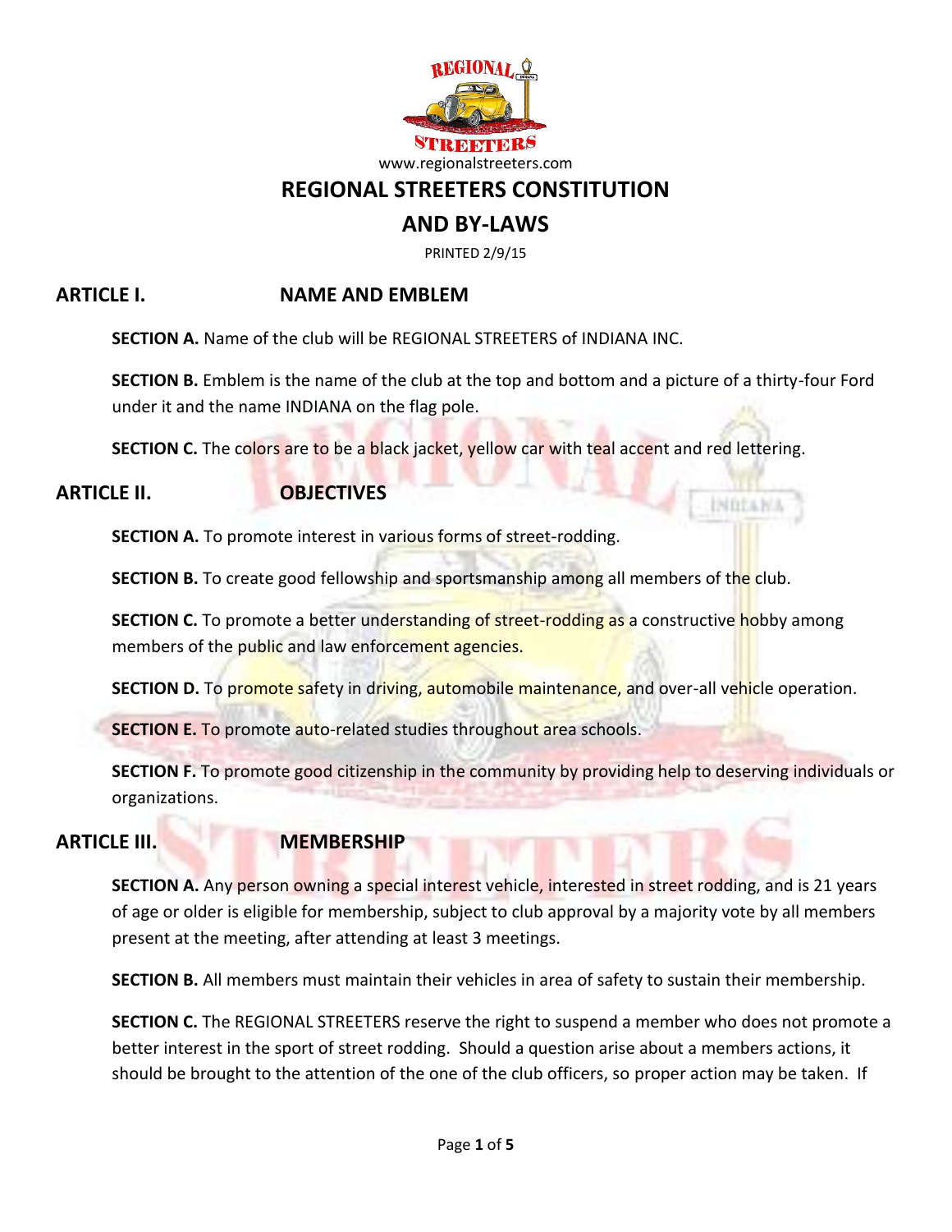www.regionalstreeters.com

# REGIONAL STREETERS CONSTITUTION AND BY-LAWS

PRINTED 2/9/15

## ARTICLE I. NAME AND EMBLEM

**SECTION A.** Name of the club will be REGIONAL STREETERS of INDIANA INC.

**SECTION B.** Emblem is the name of the club at the top and bottom and a picture of a thirty-four Ford under it and the name INDIANA on the flag pole.

**SECTION C.** The colors are to be a black jacket, yellow car with teal accent and red lettering.

## ARTICLE II. OBJECTIVES

**SECTION A.** To promote interest in various forms of street-rodding.

**SECTION B.** To create good fellowship and sportsmanship among all members of the club.

**SECTION C.** To promote a better understanding of street-rodding as a constructive hobby among members of the public and law enforcement agencies.

**SECTION D.** To promote safety in driving, automobile maintenance, and over-all vehicle operation.

**SECTION E.** To promote auto-related studies throughout area schools.

**SECTION F.** To promote good citizenship in the community by providing help to deserving individuals or organizations.

## ARTICLE III. MEMBERSHIP

**SECTION A.** Any person owning a special interest vehicle, interested in street rodding, and is 21 years of age or older is eligible for membership, subject to club approval by a majority vote by all members present at the meeting, after attending at least 3 meetings.

**SECTION B.** All members must maintain their vehicles in area of safety to sustain their membership.

**SECTION C.** The REGIONAL STREETERS reserve the right to suspend a member who does not promote a better interest in the sport of street rodding. Should a question arise about a members actions, it should be brought to the attention of the one of the club officers, so proper action may be taken. If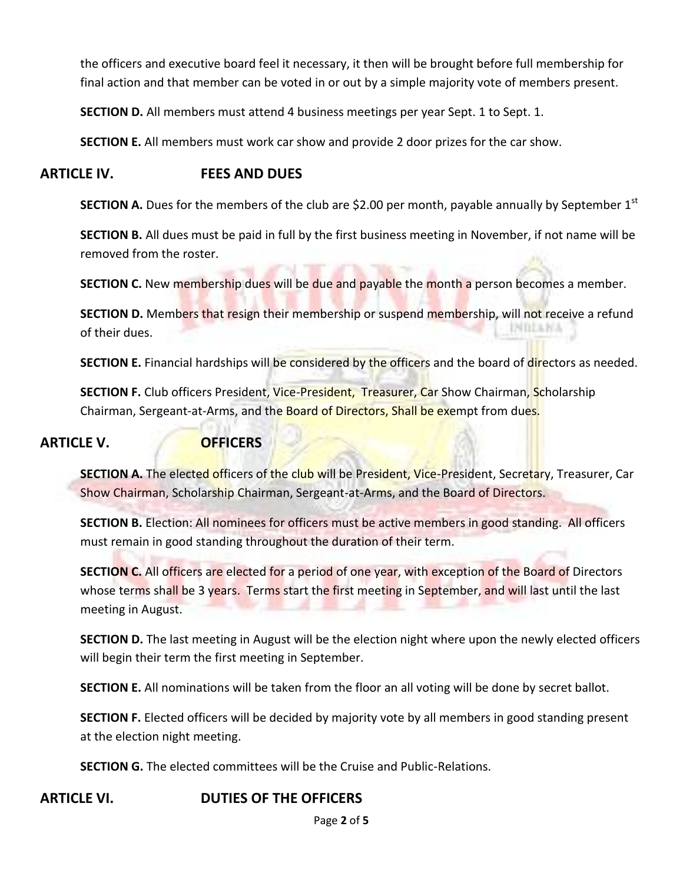the officers and executive board feel it necessary, it then will be brought before full membership for final action and that member can be voted in or out by a simple majority vote of members present.

**SECTION D.** All members must attend 4 business meetings per year Sept. 1 to Sept. 1.

**SECTION E.** All members must work car show and provide 2 door prizes for the car show.

## ARTICLE IV. FEES AND DUES

**SECTION A.** Dues for the members of the club are $2.00 per month, payable annually by September 1st

**SECTION B.** All dues must be paid in full by the first business meeting in November, if not name will be removed from the roster.

**SECTION C.** New membership dues will be due and payable the month a person becomes a member.

**SECTION D.** Members that resign their membership or suspend membership, will not receive a refund of their dues.

**SECTION E.** Financial hardships will be considered by the officers and the board of directors as needed.

**SECTION F.** Club officers President, Vice-President, Treasurer, Car Show Chairman, Scholarship Chairman, Sergeant-at-Arms, and the Board of Directors, Shall be exempt from dues.

## ARTICLE V. OFFICERS

**SECTION A.** The elected officers of the club will be President, Vice-President, Secretary, Treasurer, Car Show Chairman, Scholarship Chairman, Sergeant-at-Arms, and the Board of Directors.

**SECTION B.** Election: All nominees for officers must be active members in good standing. All officers must remain in good standing throughout the duration of their term.

**SECTION C.** All officers are elected for a period of one year, with exception of the Board of Directors whose terms shall be 3 years. Terms start the first meeting in September, and will last until the last meeting in August.

**SECTION D.** The last meeting in August will be the election night where upon the newly elected officers will begin their term the first meeting in September.

**SECTION E.** All nominations will be taken from the floor an all voting will be done by secret ballot.

**SECTION F.** Elected officers will be decided by majority vote by all members in good standing present at the election night meeting.

**SECTION G.** The elected committees will be the Cruise and Public-Relations.

## ARTICLE VI. DUTIES OF THE OFFICERS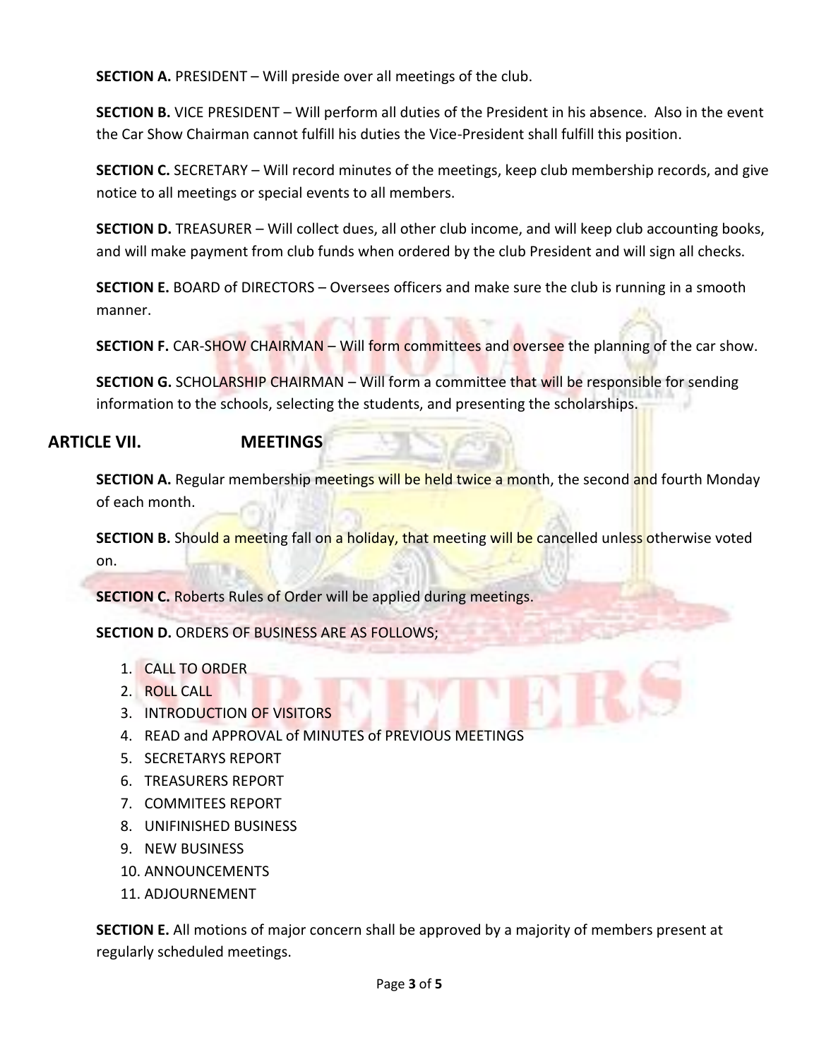**SECTION A.** PRESIDENT – Will preside over all meetings of the club.

**SECTION B.** VICE PRESIDENT – Will perform all duties of the President in his absence. Also in the event the Car Show Chairman cannot fulfill his duties the Vice-President shall fulfill this position.

**SECTION C.** SECRETARY – Will record minutes of the meetings, keep club membership records, and give notice to all meetings or special events to all members.

**SECTION D.** TREASURER – Will collect dues, all other club income, and will keep club accounting books, and will make payment from club funds when ordered by the club President and will sign all checks.

**SECTION E.** BOARD of DIRECTORS – Oversees officers and make sure the club is running in a smooth manner.

**SECTION F.** CAR-SHOW CHAIRMAN – Will form committees and oversee the planning of the car show.

**SECTION G.** SCHOLARSHIP CHAIRMAN – Will form a committee that will be responsible for sending information to the schools, selecting the students, and presenting the scholarships.

## ARTICLE VII. MEETINGS

**SECTION A.** Regular membership meetings will be held twice a month, the second and fourth Monday of each month.

**SECTION B.** Should a meeting fall on a holiday, that meeting will be cancelled unless otherwise voted on.

**SECTION C.** Roberts Rules of Order will be applied during meetings.

**SECTION D.** ORDERS OF BUSINESS ARE AS FOLLOWS;

1. CALL TO ORDER
2. ROLL CALL
3. INTRODUCTION OF VISITORS
4. READ and APPROVAL of MINUTES of PREVIOUS MEETINGS
5. SECRETARYS REPORT
6. TREASURERS REPORT
7. COMMITEES REPORT
8. UNIFINISHED BUSINESS
9. NEW BUSINESS
10. ANNOUNCEMENTS
11. ADJOURNEMENT

**SECTION E.** All motions of major concern shall be approved by a majority of members present at regularly scheduled meetings.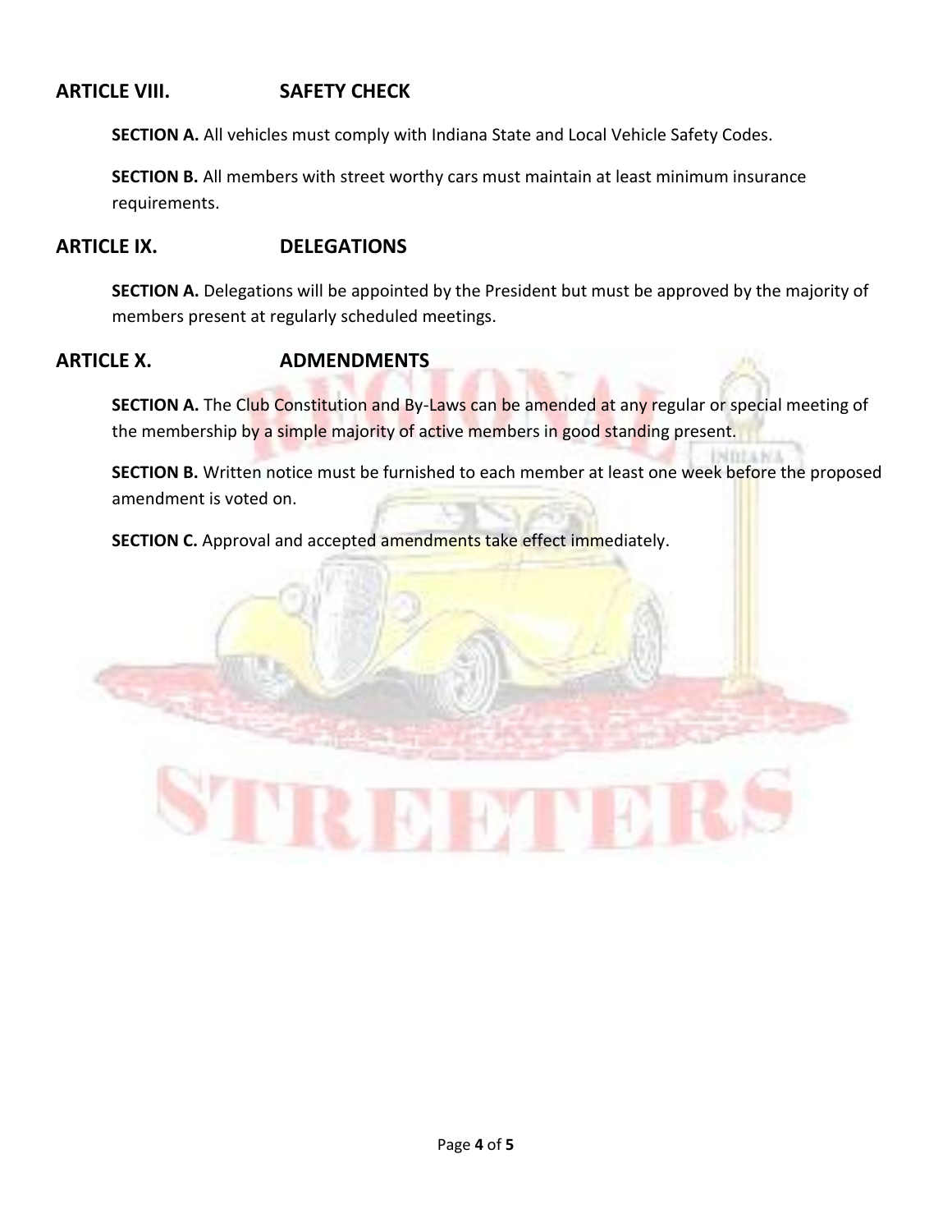## ARTICLE VIII. SAFETY CHECK

**SECTION A.** All vehicles must comply with Indiana State and Local Vehicle Safety Codes.

**SECTION B.** All members with street worthy cars must maintain at least minimum insurance requirements.

## ARTICLE IX. DELEGATIONS

**SECTION A.** Delegations will be appointed by the President but must be approved by the majority of members present at regularly scheduled meetings.

## ARTICLE X. ADMENDMENTS

**SECTION A.** The Club Constitution and By-Laws can be amended at any regular or special meeting of the membership by a simple majority of active members in good standing present.

**SECTION B.** Written notice must be furnished to each member at least one week before the proposed amendment is voted on.

**SECTION C.** Approval and accepted amendments take effect immediately.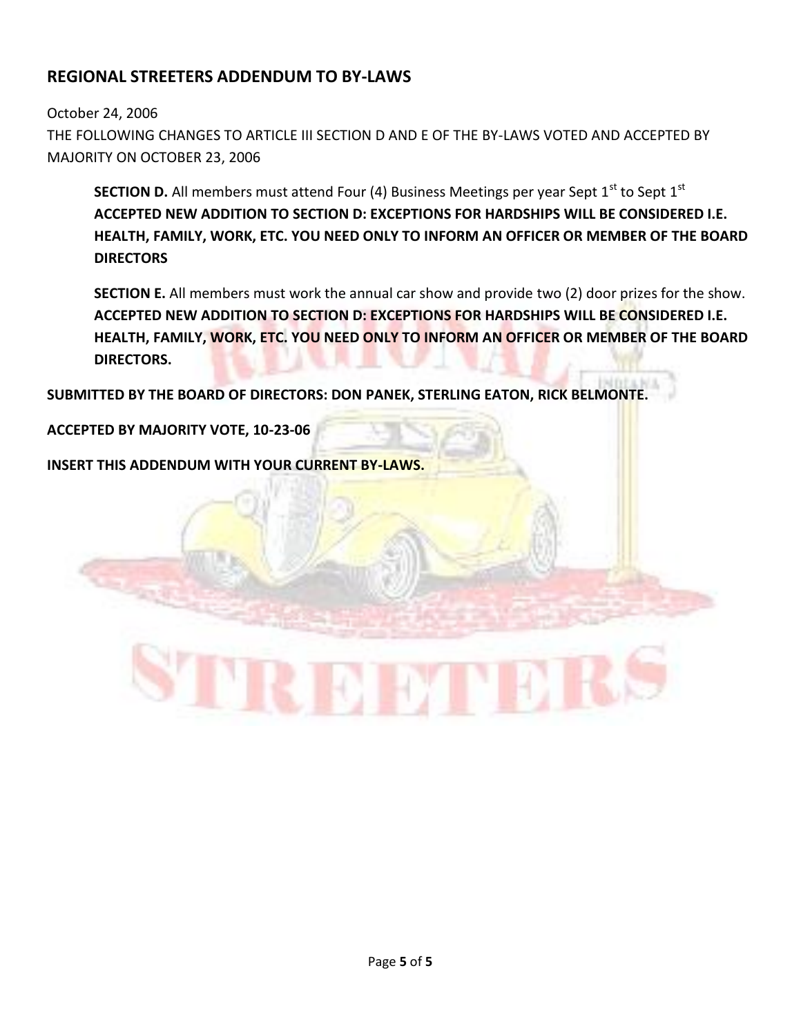## REGIONAL STREETERS ADDENDUM TO BY-LAWS

October 24, 2006

THE FOLLOWING CHANGES TO ARTICLE III SECTION D AND E OF THE BY-LAWS VOTED AND ACCEPTED BY MAJORITY ON OCTOBER 23, 2006

**SECTION D.** All members must attend Four (4) Business Meetings per year Sept 1st to Sept 1st **ACCEPTED NEW ADDITION TO SECTION D: EXCEPTIONS FOR HARDSHIPS WILL BE CONSIDERED I.E. HEALTH, FAMILY, WORK, ETC. YOU NEED ONLY TO INFORM AN OFFICER OR MEMBER OF THE BOARD DIRECTORS**

**SECTION E.** All members must work the annual car show and provide two (2) door prizes for the show. **ACCEPTED NEW ADDITION TO SECTION D: EXCEPTIONS FOR HARDSHIPS WILL BE CONSIDERED I.E. HEALTH, FAMILY, WORK, ETC. YOU NEED ONLY TO INFORM AN OFFICER OR MEMBER OF THE BOARD DIRECTORS.**

**SUBMITTED BY THE BOARD OF DIRECTORS: DON PANEK, STERLING EATON, RICK BELMONTE.**

**ACCEPTED BY MAJORITY VOTE, 10-23-06**

**INSERT THIS ADDENDUM WITH YOUR CURRENT BY-LAWS.**